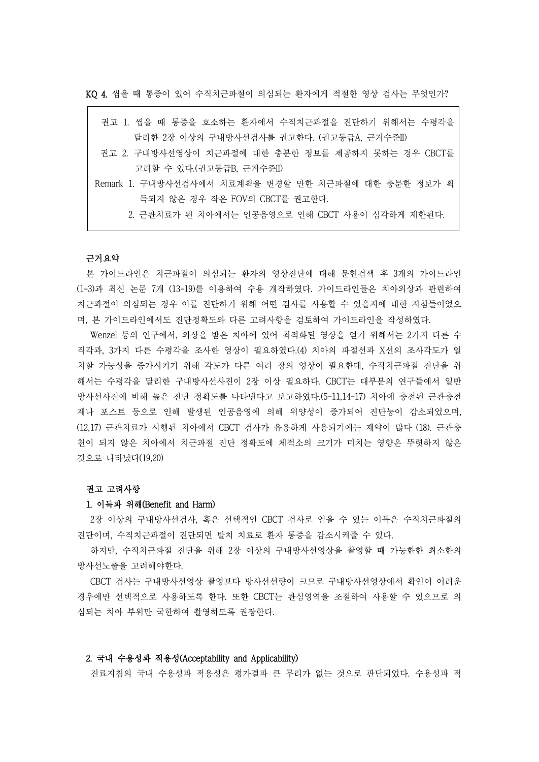**KQ 4.** 씹을 때 통증이 있어 수직치근파절이 의심되는 환자에게 적절한 영상 검사는 무엇인가?

> 권고 1. 씹을 때 통증을 호소하는 환자에서 수직치근파절을 진단하기 위해서는 수평각을 달리한 2장 이상의 구내방사선검사를 권고한다. (권고등급A, 근거수준II)
>
> 권고 2. 구내방사선영상이 치근파절에 대한 충분한 정보를 제공하지 못하는 경우 CBCT를 고려할 수 있다.(권고등급B, 근거수준II)
>
> Remark 1. 구내방사선검사에서 치료계획을 변경할 만한 치근파절에 대한 충분한 정보가 획득되지 않은 경우 작은 FOV의 CBCT를 권고한다.
>
> 2. 근관치료가 된 치아에서는 인공음영으로 인해 CBCT 사용이 심각하게 제한된다.

**근거요약**

본 가이드라인은 치근파절이 의심되는 환자의 영상진단에 대해 문헌검색 후 3개의 가이드라인 (1-3)과 최신 논문 7개 (13-19)를 이용하여 수용 개작하였다. 가이드라인들은 치아외상과 관련하여 치근파절이 의심되는 경우 이를 진단하기 위해 어떤 검사를 사용할 수 있을지에 대한 지침들이었으며, 본 가이드라인에서도 진단정확도와 다른 고려사항을 검토하여 가이드라인을 작성하였다.

Wenzel 등의 연구에서, 외상을 받은 치아에 있어 최적화된 영상을 얻기 위해서는 2가지 다른 수직각과, 3가지 다른 수평각을 조사한 영상이 필요하였다.(4) 치아의 파절선과 X선의 조사각도가 일치할 가능성을 증가시키기 위해 각도가 다른 여러 장의 영상이 필요한데, 수직치근파절 진단을 위해서는 수평각을 달리한 구내방사선사진이 2장 이상 필요하다. CBCT는 대부분의 연구들에서 일반방사선사진에 비해 높은 진단 정확도를 나타낸다고 보고하였다.(5-11,14-17) 치아에 충전된 근관충전재나 포스트 등으로 인해 발생된 인공음영에 의해 위양성이 증가되어 진단능이 감소되었으며,(12,17) 근관치료가 시행된 치아에서 CBCT 검사가 유용하게 사용되기에는 제약이 많다 (18). 근관충천이 되지 않은 치아에서 치근파절 진단 정확도에 체적소의 크기가 미치는 영향은 뚜렷하지 않은 것으로 나타났다(19,20)

**권고 고려사항**

**1. 이득과 위해(Benefit and Harm)**

2장 이상의 구내방사선검사, 혹은 선택적인 CBCT 검사로 얻을 수 있는 이득은 수직치근파절의 진단이며, 수직치근파절이 진단되면 발치 치료로 환자 통증을 감소시켜줄 수 있다.

하지만, 수직치근파절 진단을 위해 2장 이상의 구내방사선영상을 촬영할 때 가능한 최소한의 방사선노출을 고려해야한다.

CBCT 검사는 구내방사선영상 촬영보다 방사선선량이 크므로 구내방사선영상에서 확인이 어려운 경우에만 선택적으로 사용하도록 한다. 또한 CBCT는 관심영역을 조절하여 사용할 수 있으므로 의심되는 치아 부위만 국한하여 촬영하도록 권장한다.

**2. 국내 수용성과 적용성(Acceptability and Applicability)**

진료지침의 국내 수용성과 적용성은 평가결과 큰 무리가 없는 것으로 판단되었다. 수용성과 적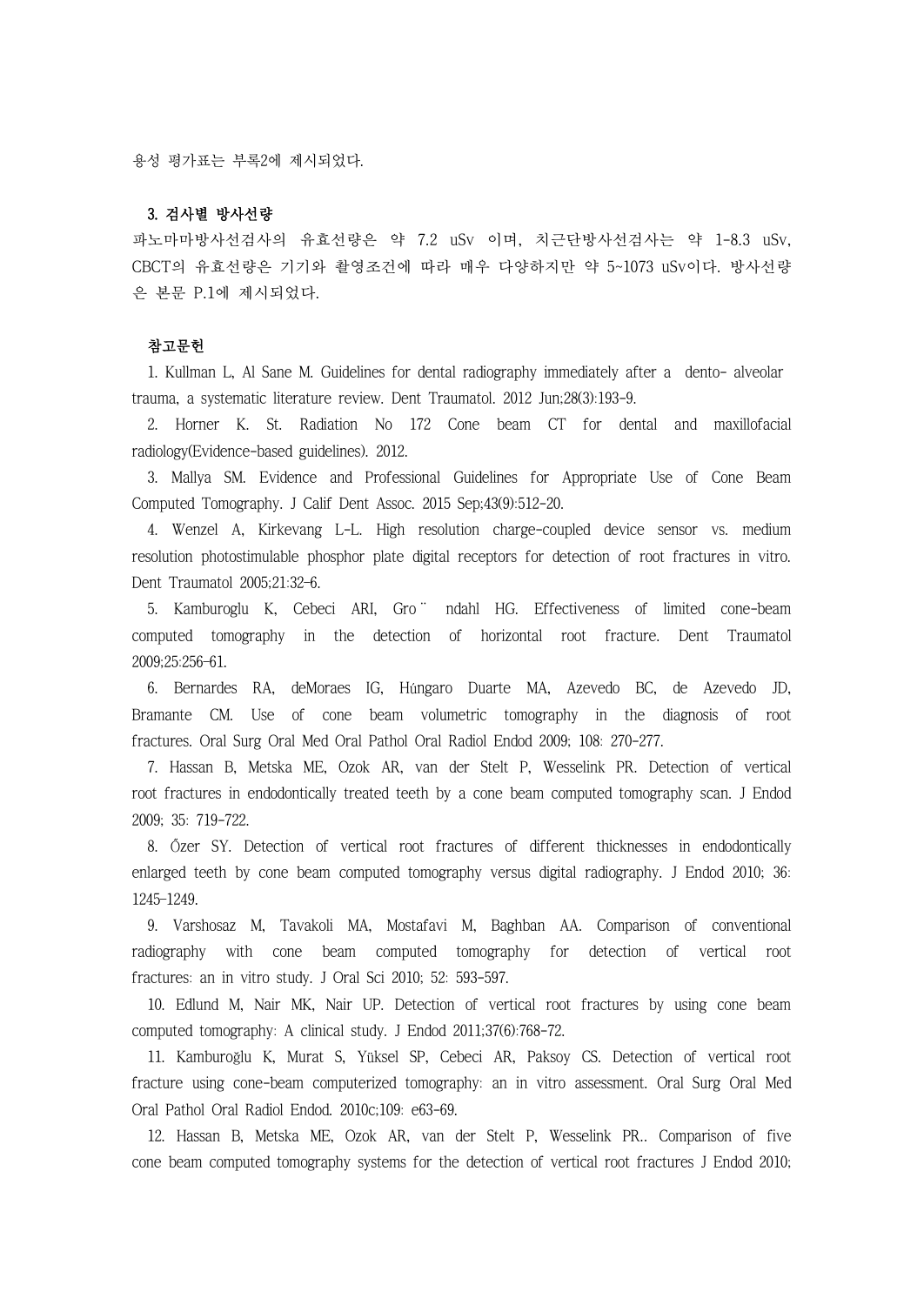용성 평가표는 부록2에 제시되었다.

### 3. 검사별 방사선량

파노마마방사선검사의 유효선량은 약 7.2 uSv 이며, 치근단방사선검사는 약 1-8.3 uSv, CBCT의 유효선량은 기기와 촬영조건에 따라 매우 다양하지만 약 5~1073 uSv이다. 방사선량은 본문 P.1에 제시되었다.

### 참고문헌

1. Kullman L, Al Sane M. Guidelines for dental radiography immediately after a dento- alveolar trauma, a systematic literature review. Dent Traumatol. 2012 Jun;28(3):193-9.
2. Horner K. St. Radiation No 172 Cone beam CT for dental and maxillofacial radiology(Evidence-based guidelines). 2012.
3. Mallya SM. Evidence and Professional Guidelines for Appropriate Use of Cone Beam Computed Tomography. J Calif Dent Assoc. 2015 Sep;43(9):512-20.
4. Wenzel A, Kirkevang L-L. High resolution charge-coupled device sensor vs. medium resolution photostimulable phosphor plate digital receptors for detection of root fractures in vitro. Dent Traumatol 2005;21:32-6.
5. Kamburoglu K, Cebeci ARI, Gro¨ ndahl HG. Effectiveness of limited cone-beam computed tomography in the detection of horizontal root fracture. Dent Traumatol 2009;25:256-61.
6. Bernardes RA, deMoraes IG, Húngaro Duarte MA, Azevedo BC, de Azevedo JD, Bramante CM. Use of cone beam volumetric tomography in the diagnosis of root fractures. Oral Surg Oral Med Oral Pathol Oral Radiol Endod 2009; 108: 270-277.
7. Hassan B, Metska ME, Ozok AR, van der Stelt P, Wesselink PR. Detection of vertical root fractures in endodontically treated teeth by a cone beam computed tomography scan. J Endod 2009; 35: 719-722.
8. Őzer SY. Detection of vertical root fractures of different thicknesses in endodontically enlarged teeth by cone beam computed tomography versus digital radiography. J Endod 2010; 36: 1245-1249.
9. Varshosaz M, Tavakoli MA, Mostafavi M, Baghban AA. Comparison of conventional radiography with cone beam computed tomography for detection of vertical root fractures: an in vitro study. J Oral Sci 2010; 52: 593-597.
10. Edlund M, Nair MK, Nair UP. Detection of vertical root fractures by using cone beam computed tomography: A clinical study. J Endod 2011;37(6):768-72.
11. Kamburoğlu K, Murat S, Yüksel SP, Cebeci AR, Paksoy CS. Detection of vertical root fracture using cone-beam computerized tomography: an in vitro assessment. Oral Surg Oral Med Oral Pathol Oral Radiol Endod. 2010c;109: e63-69.
12. Hassan B, Metska ME, Ozok AR, van der Stelt P, Wesselink PR.. Comparison of five cone beam computed tomography systems for the detection of vertical root fractures J Endod 2010;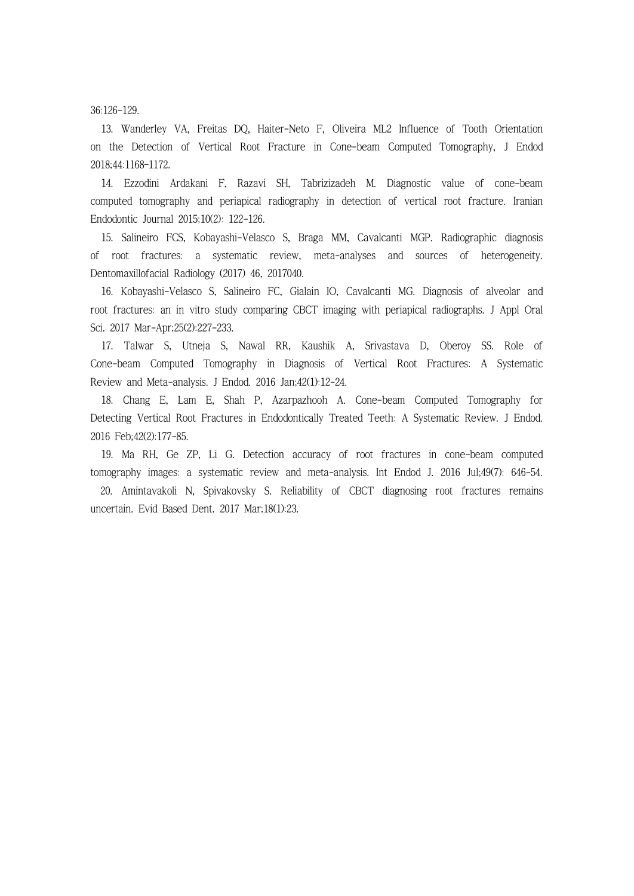36:126-129.

13. Wanderley VA, Freitas DQ, Haiter-Neto F, Oliveira ML2 Influence of Tooth Orientation on the Detection of Vertical Root Fracture in Cone-beam Computed Tomography, J Endod 2018;44:1168–1172.

14. Ezzodini Ardakani F, Razavi SH, Tabrizizadeh M. Diagnostic value of cone-beam computed tomography and periapical radiography in detection of vertical root fracture. Iranian Endodontic Journal 2015;10(2): 122-126.

15. Salineiro FCS, Kobayashi-Velasco S, Braga MM, Cavalcanti MGP. Radiographic diagnosis of root fractures: a systematic review, meta-analyses and sources of heterogeneity. Dentomaxillofacial Radiology (2017) 46, 2017040.

16. Kobayashi-Velasco S, Salineiro FC, Gialain IO, Cavalcanti MG. Diagnosis of alveolar and root fractures: an in vitro study comparing CBCT imaging with periapical radiographs. J Appl Oral Sci. 2017 Mar-Apr;25(2):227-233.

17. Talwar S, Utneja S, Nawal RR, Kaushik A, Srivastava D, Oberoy SS. Role of Cone-beam Computed Tomography in Diagnosis of Vertical Root Fractures: A Systematic Review and Meta-analysis. J Endod. 2016 Jan;42(1):12-24.

18. Chang E, Lam E, Shah P, Azarpazhooh A. Cone-beam Computed Tomography for Detecting Vertical Root Fractures in Endodontically Treated Teeth: A Systematic Review. J Endod. 2016 Feb;42(2):177-85.

19. Ma RH, Ge ZP, Li G. Detection accuracy of root fractures in cone-beam computed tomography images: a systematic review and meta-analysis. Int Endod J. 2016 Jul;49(7): 646-54.

20. Amintavakoli N, Spivakovsky S. Reliability of CBCT diagnosing root fractures remains uncertain. Evid Based Dent. 2017 Mar;18(1):23.